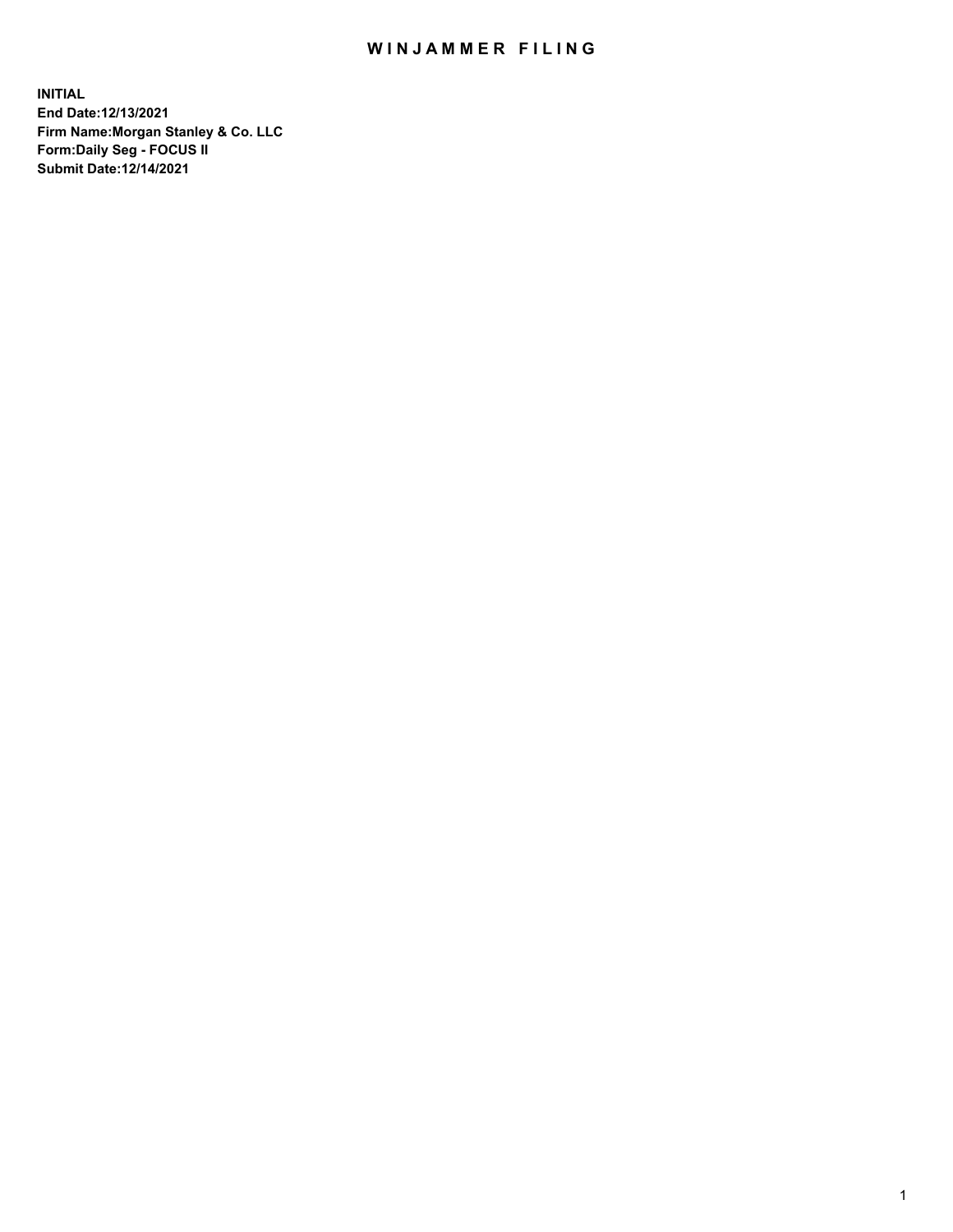# WINJAMMER FILING

**INITIAL**
**End Date:12/13/2021**
**Firm Name:Morgan Stanley & Co. LLC**
**Form:Daily Seg - FOCUS II**
**Submit Date:12/14/2021**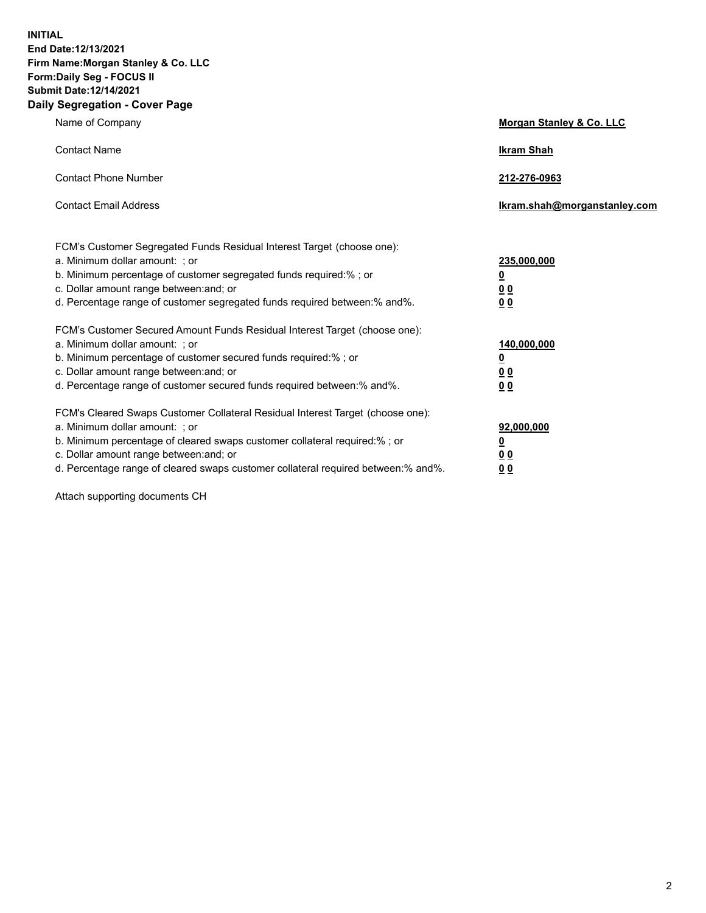**INITIAL**
**End Date:12/13/2021**
**Firm Name:Morgan Stanley & Co. LLC**
**Form:Daily Seg - FOCUS II**
**Submit Date:12/14/2021**
**Daily Segregation - Cover Page**

| | |
|---|---|
| Name of Company | **Morgan Stanley & Co. LLC** |
| Contact Name | **Ikram Shah** |
| Contact Phone Number | **212-276-0963** |
| Contact Email Address | **Ikram.shah@morganstanley.com** |

FCM's Customer Segregated Funds Residual Interest Target (choose one):

| | |
|---|---|
| a. Minimum dollar amount: ; or | **235,000,000** |
| b. Minimum percentage of customer segregated funds required:% ; or | **0** |
| c. Dollar amount range between:and; or | **0 0** |
| d. Percentage range of customer segregated funds required between:% and%. | **0 0** |

FCM's Customer Secured Amount Funds Residual Interest Target (choose one):

| | |
|---|---|
| a. Minimum dollar amount: ; or | **140,000,000** |
| b. Minimum percentage of customer secured funds required:% ; or | **0** |
| c. Dollar amount range between:and; or | **0 0** |
| d. Percentage range of customer secured funds required between:% and%. | **0 0** |

FCM's Cleared Swaps Customer Collateral Residual Interest Target (choose one):

| | |
|---|---|
| a. Minimum dollar amount: ; or | **92,000,000** |
| b. Minimum percentage of cleared swaps customer collateral required:% ; or | **0** |
| c. Dollar amount range between:and; or | **0 0** |
| d. Percentage range of cleared swaps customer collateral required between:% and%. | **0 0** |

Attach supporting documents CH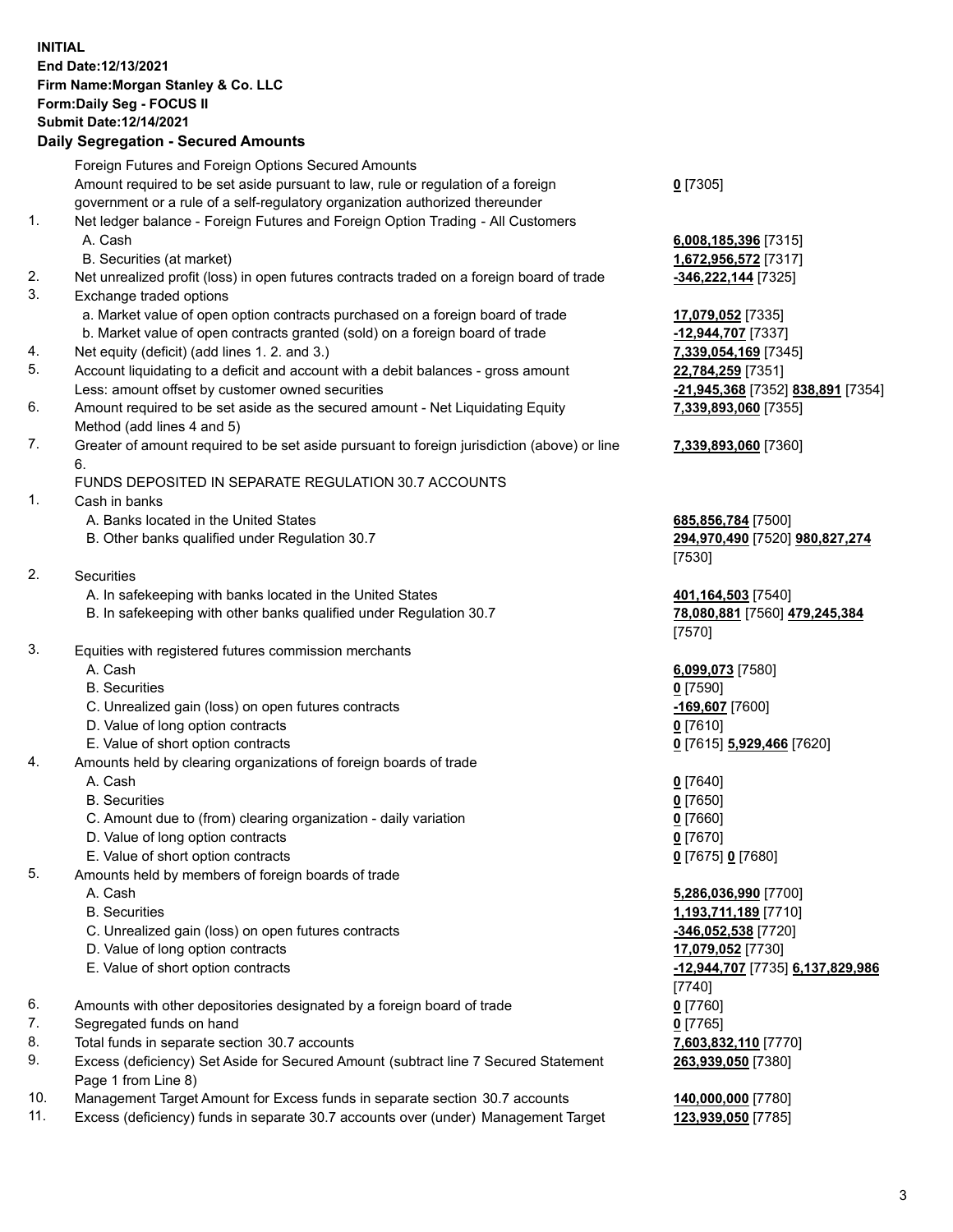**INITIAL**
**End Date:12/13/2021**
**Firm Name:Morgan Stanley & Co. LLC**
**Form:Daily Seg - FOCUS II**
**Submit Date:12/14/2021**

## Daily Segregation - Secured Amounts

| | | |
|---|---|---|
| | Foreign Futures and Foreign Options Secured Amounts | |
| | Amount required to be set aside pursuant to law, rule or regulation of a foreign government or a rule of a self-regulatory organization authorized thereunder | **0** [7305] |
| 1. | Net ledger balance - Foreign Futures and Foreign Option Trading - All Customers | |
| | A. Cash | **6,008,185,396** [7315] |
| | B. Securities (at market) | **1,672,956,572** [7317] |
| 2. | Net unrealized profit (loss) in open futures contracts traded on a foreign board of trade | **-346,222,144** [7325] |
| 3. | Exchange traded options | |
| | a. Market value of open option contracts purchased on a foreign board of trade | **17,079,052** [7335] |
| | b. Market value of open contracts granted (sold) on a foreign board of trade | **-12,944,707** [7337] |
| 4. | Net equity (deficit) (add lines 1. 2. and 3.) | **7,339,054,169** [7345] |
| 5. | Account liquidating to a deficit and account with a debit balances - gross amount | **22,784,259** [7351] |
| | Less: amount offset by customer owned securities | **-21,945,368** [7352] **838,891** [7354] |
| 6. | Amount required to be set aside as the secured amount - Net Liquidating Equity Method (add lines 4 and 5) | **7,339,893,060** [7355] |
| 7. | Greater of amount required to be set aside pursuant to foreign jurisdiction (above) or line 6. | **7,339,893,060** [7360] |
| | FUNDS DEPOSITED IN SEPARATE REGULATION 30.7 ACCOUNTS | |
| 1. | Cash in banks | |
| | A. Banks located in the United States | **685,856,784** [7500] |
| | B. Other banks qualified under Regulation 30.7 | **294,970,490** [7520] **980,827,274** [7530] |
| 2. | Securities | |
| | A. In safekeeping with banks located in the United States | **401,164,503** [7540] |
| | B. In safekeeping with other banks qualified under Regulation 30.7 | **78,080,881** [7560] **479,245,384** [7570] |
| 3. | Equities with registered futures commission merchants | |
| | A. Cash | **6,099,073** [7580] |
| | B. Securities | **0** [7590] |
| | C. Unrealized gain (loss) on open futures contracts | **-169,607** [7600] |
| | D. Value of long option contracts | **0** [7610] |
| | E. Value of short option contracts | **0** [7615] **5,929,466** [7620] |
| 4. | Amounts held by clearing organizations of foreign boards of trade | |
| | A. Cash | **0** [7640] |
| | B. Securities | **0** [7650] |
| | C. Amount due to (from) clearing organization - daily variation | **0** [7660] |
| | D. Value of long option contracts | **0** [7670] |
| | E. Value of short option contracts | **0** [7675] **0** [7680] |
| 5. | Amounts held by members of foreign boards of trade | |
| | A. Cash | **5,286,036,990** [7700] |
| | B. Securities | **1,193,711,189** [7710] |
| | C. Unrealized gain (loss) on open futures contracts | **-346,052,538** [7720] |
| | D. Value of long option contracts | **17,079,052** [7730] |
| | E. Value of short option contracts | **-12,944,707** [7735] **6,137,829,986** [7740] |
| 6. | Amounts with other depositories designated by a foreign board of trade | **0** [7760] |
| 7. | Segregated funds on hand | **0** [7765] |
| 8. | Total funds in separate section 30.7 accounts | **7,603,832,110** [7770] |
| 9. | Excess (deficiency) Set Aside for Secured Amount (subtract line 7 Secured Statement Page 1 from Line 8) | **263,939,050** [7380] |
| 10. | Management Target Amount for Excess funds in separate section 30.7 accounts | **140,000,000** [7780] |
| 11. | Excess (deficiency) funds in separate 30.7 accounts over (under) Management Target | **123,939,050** [7785] |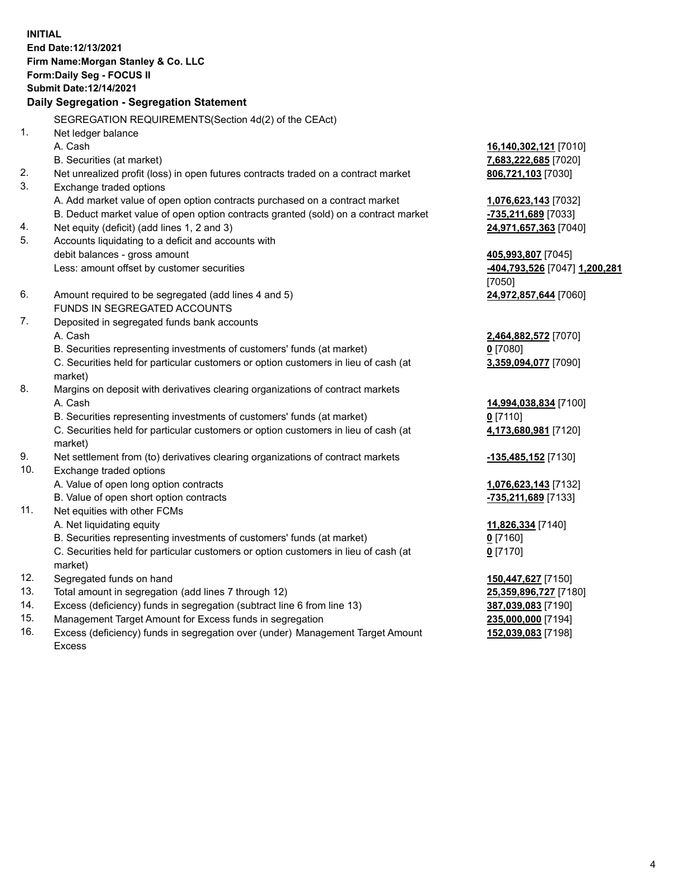**INITIAL**
**End Date:12/13/2021**
**Firm Name:Morgan Stanley & Co. LLC**
**Form:Daily Seg - FOCUS II**
**Submit Date:12/14/2021**

### Daily Segregation - Segregation Statement

SEGREGATION REQUIREMENTS(Section 4d(2) of the CEAct)

| | | |
|---|---|---|
| 1. | Net ledger balance | |
| | A. Cash | **16,140,302,121** [7010] |
| | B. Securities (at market) | **7,683,222,685** [7020] |
| 2. | Net unrealized profit (loss) in open futures contracts traded on a contract market | **806,721,103** [7030] |
| 3. | Exchange traded options | |
| | A. Add market value of open option contracts purchased on a contract market | **1,076,623,143** [7032] |
| | B. Deduct market value of open option contracts granted (sold) on a contract market | **-735,211,689** [7033] |
| 4. | Net equity (deficit) (add lines 1, 2 and 3) | **24,971,657,363** [7040] |
| 5. | Accounts liquidating to a deficit and accounts with debit balances - gross amount | **405,993,807** [7045] |
| | Less: amount offset by customer securities | **-404,793,526** [7047] **1,200,281** [7050] |
| 6. | Amount required to be segregated (add lines 4 and 5) | **24,972,857,644** [7060] |
| | FUNDS IN SEGREGATED ACCOUNTS | |
| 7. | Deposited in segregated funds bank accounts | |
| | A. Cash | **2,464,882,572** [7070] |
| | B. Securities representing investments of customers' funds (at market) | **0** [7080] |
| | C. Securities held for particular customers or option customers in lieu of cash (at market) | **3,359,094,077** [7090] |
| 8. | Margins on deposit with derivatives clearing organizations of contract markets | |
| | A. Cash | **14,994,038,834** [7100] |
| | B. Securities representing investments of customers' funds (at market) | **0** [7110] |
| | C. Securities held for particular customers or option customers in lieu of cash (at market) | **4,173,680,981** [7120] |
| 9. | Net settlement from (to) derivatives clearing organizations of contract markets | **-135,485,152** [7130] |
| 10. | Exchange traded options | |
| | A. Value of open long option contracts | **1,076,623,143** [7132] |
| | B. Value of open short option contracts | **-735,211,689** [7133] |
| 11. | Net equities with other FCMs | |
| | A. Net liquidating equity | **11,826,334** [7140] |
| | B. Securities representing investments of customers' funds (at market) | **0** [7160] |
| | C. Securities held for particular customers or option customers in lieu of cash (at market) | **0** [7170] |
| 12. | Segregated funds on hand | **150,447,627** [7150] |
| 13. | Total amount in segregation (add lines 7 through 12) | **25,359,896,727** [7180] |
| 14. | Excess (deficiency) funds in segregation (subtract line 6 from line 13) | **387,039,083** [7190] |
| 15. | Management Target Amount for Excess funds in segregation | **235,000,000** [7194] |
| 16. | Excess (deficiency) funds in segregation over (under) Management Target Amount Excess | **152,039,083** [7198] |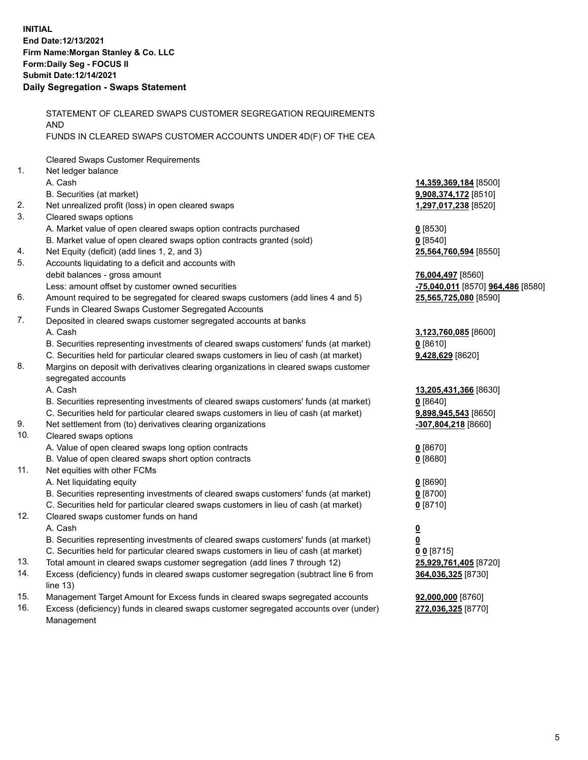**INITIAL**
**End Date:12/13/2021**
**Firm Name:Morgan Stanley & Co. LLC**
**Form:Daily Seg - FOCUS II**
**Submit Date:12/14/2021**
**Daily Segregation - Swaps Statement**

STATEMENT OF CLEARED SWAPS CUSTOMER SEGREGATION REQUIREMENTS AND FUNDS IN CLEARED SWAPS CUSTOMER ACCOUNTS UNDER 4D(F) OF THE CEA

| | | |
|---|---|---|
| | Cleared Swaps Customer Requirements | |
| 1. | Net ledger balance | |
| | A. Cash | **14,359,369,184** [8500] |
| | B. Securities (at market) | **9,908,374,172** [8510] |
| 2. | Net unrealized profit (loss) in open cleared swaps | **1,297,017,238** [8520] |
| 3. | Cleared swaps options | |
| | A. Market value of open cleared swaps option contracts purchased | **0** [8530] |
| | B. Market value of open cleared swaps option contracts granted (sold) | **0** [8540] |
| 4. | Net Equity (deficit) (add lines 1, 2, and 3) | **25,564,760,594** [8550] |
| 5. | Accounts liquidating to a deficit and accounts with | |
| | debit balances - gross amount | **76,004,497** [8560] |
| | Less: amount offset by customer owned securities | **-75,040,011** [8570] **964,486** [8580] |
| 6. | Amount required to be segregated for cleared swaps customers (add lines 4 and 5) | **25,565,725,080** [8590] |
| | Funds in Cleared Swaps Customer Segregated Accounts | |
| 7. | Deposited in cleared swaps customer segregated accounts at banks | |
| | A. Cash | **3,123,760,085** [8600] |
| | B. Securities representing investments of cleared swaps customers' funds (at market) | **0** [8610] |
| | C. Securities held for particular cleared swaps customers in lieu of cash (at market) | **9,428,629** [8620] |
| 8. | Margins on deposit with derivatives clearing organizations in cleared swaps customer segregated accounts | |
| | A. Cash | **13,205,431,366** [8630] |
| | B. Securities representing investments of cleared swaps customers' funds (at market) | **0** [8640] |
| | C. Securities held for particular cleared swaps customers in lieu of cash (at market) | **9,898,945,543** [8650] |
| 9. | Net settlement from (to) derivatives clearing organizations | **-307,804,218** [8660] |
| 10. | Cleared swaps options | |
| | A. Value of open cleared swaps long option contracts | **0** [8670] |
| | B. Value of open cleared swaps short option contracts | **0** [8680] |
| 11. | Net equities with other FCMs | |
| | A. Net liquidating equity | **0** [8690] |
| | B. Securities representing investments of cleared swaps customers' funds (at market) | **0** [8700] |
| | C. Securities held for particular cleared swaps customers in lieu of cash (at market) | **0** [8710] |
| 12. | Cleared swaps customer funds on hand | |
| | A. Cash | **0** |
| | B. Securities representing investments of cleared swaps customers' funds (at market) | **0** |
| | C. Securities held for particular cleared swaps customers in lieu of cash (at market) | **0** **0** [8715] |
| 13. | Total amount in cleared swaps customer segregation (add lines 7 through 12) | **25,929,761,405** [8720] |
| 14. | Excess (deficiency) funds in cleared swaps customer segregation (subtract line 6 from line 13) | **364,036,325** [8730] |
| 15. | Management Target Amount for Excess funds in cleared swaps segregated accounts | **92,000,000** [8760] |
| 16. | Excess (deficiency) funds in cleared swaps customer segregated accounts over (under) Management | **272,036,325** [8770] |